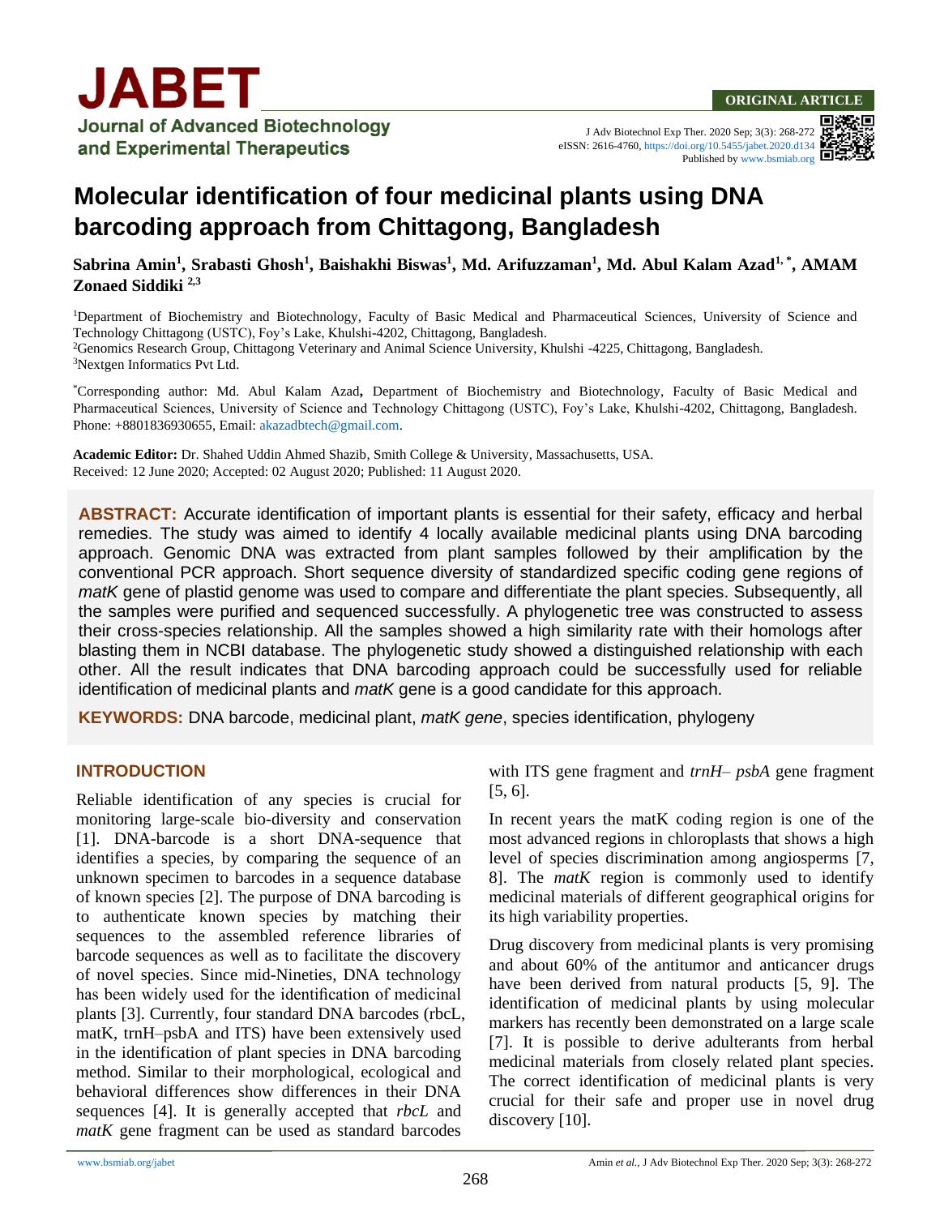ORIGINAL ARTICLE

# Molecular identification of four medicinal plants using DNA barcoding approach from Chittagong, Bangladesh

**Sabrina Amin[1], Srabasti Ghosh[1], Baishakhi Biswas[1], Md. Arifuzzaman[1], Md. Abul Kalam Azad[1,*], AMAM Zonaed Siddiki [2,3]**

[1]Department of Biochemistry and Biotechnology, Faculty of Basic Medical and Pharmaceutical Sciences, University of Science and Technology Chittagong (USTC), Foy's Lake, Khulshi-4202, Chittagong, Bangladesh.
[2]Genomics Research Group, Chittagong Veterinary and Animal Science University, Khulshi -4225, Chittagong, Bangladesh.
[3]Nextgen Informatics Pvt Ltd.

[*]Corresponding author: Md. Abul Kalam Azad, Department of Biochemistry and Biotechnology, Faculty of Basic Medical and Pharmaceutical Sciences, University of Science and Technology Chittagong (USTC), Foy's Lake, Khulshi-4202, Chittagong, Bangladesh. Phone: +8801836930655, Email: akazadbtech@gmail.com.

**Academic Editor:** Dr. Shahed Uddin Ahmed Shazib, Smith College & University, Massachusetts, USA.
Received: 12 June 2020; Accepted: 02 August 2020; Published: 11 August 2020.

**ABSTRACT:** Accurate identification of important plants is essential for their safety, efficacy and herbal remedies. The study was aimed to identify 4 locally available medicinal plants using DNA barcoding approach. Genomic DNA was extracted from plant samples followed by their amplification by the conventional PCR approach. Short sequence diversity of standardized specific coding gene regions of *matK* gene of plastid genome was used to compare and differentiate the plant species. Subsequently, all the samples were purified and sequenced successfully. A phylogenetic tree was constructed to assess their cross-species relationship. All the samples showed a high similarity rate with their homologs after blasting them in NCBI database. The phylogenetic study showed a distinguished relationship with each other. All the result indicates that DNA barcoding approach could be successfully used for reliable identification of medicinal plants and *matK* gene is a good candidate for this approach.

**KEYWORDS:** DNA barcode, medicinal plant, *matK gene*, species identification, phylogeny

## INTRODUCTION

Reliable identification of any species is crucial for monitoring large-scale bio-diversity and conservation [1]. DNA-barcode is a short DNA-sequence that identifies a species, by comparing the sequence of an unknown specimen to barcodes in a sequence database of known species [2]. The purpose of DNA barcoding is to authenticate known species by matching their sequences to the assembled reference libraries of barcode sequences as well as to facilitate the discovery of novel species. Since mid-Nineties, DNA technology has been widely used for the identification of medicinal plants [3]. Currently, four standard DNA barcodes (rbcL, matK, trnH–psbA and ITS) have been extensively used in the identification of plant species in DNA barcoding method. Similar to their morphological, ecological and behavioral differences show differences in their DNA sequences [4]. It is generally accepted that *rbcL* and *matK* gene fragment can be used as standard barcodes with ITS gene fragment and *trnH– psbA* gene fragment [5, 6].

In recent years the matK coding region is one of the most advanced regions in chloroplasts that shows a high level of species discrimination among angiosperms [7, 8]. The *matK* region is commonly used to identify medicinal materials of different geographical origins for its high variability properties.

Drug discovery from medicinal plants is very promising and about 60% of the antitumor and anticancer drugs have been derived from natural products [5, 9]. The identification of medicinal plants by using molecular markers has recently been demonstrated on a large scale [7]. It is possible to derive adulterants from herbal medicinal materials from closely related plant species. The correct identification of medicinal plants is very crucial for their safe and proper use in novel drug discovery [10].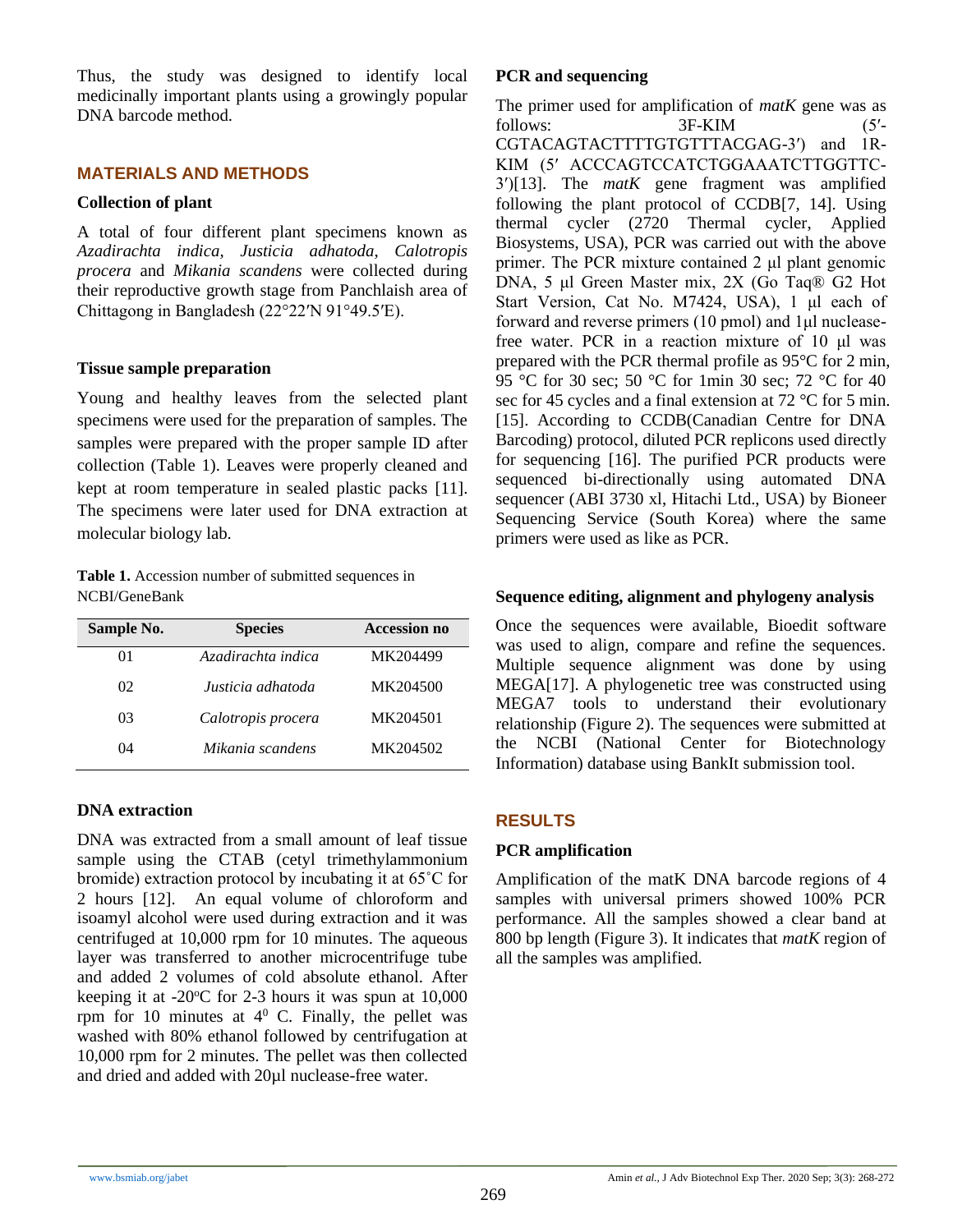Thus, the study was designed to identify local medicinally important plants using a growingly popular DNA barcode method.

## MATERIALS AND METHODS

### Collection of plant

A total of four different plant specimens known as *Azadirachta indica, Justicia adhatoda, Calotropis procera* and *Mikania scandens* were collected during their reproductive growth stage from Panchlaish area of Chittagong in Bangladesh (22°22′N 91°49.5′E).

### Tissue sample preparation

Young and healthy leaves from the selected plant specimens were used for the preparation of samples. The samples were prepared with the proper sample ID after collection (Table 1). Leaves were properly cleaned and kept at room temperature in sealed plastic packs [11]. The specimens were later used for DNA extraction at molecular biology lab.

**Table 1.** Accession number of submitted sequences in NCBI/GeneBank

| Sample No. | Species | Accession no |
|---|---|---|
| 01 | *Azadirachta indica* | MK204499 |
| 02 | *Justicia adhatoda* | MK204500 |
| 03 | *Calotropis procera* | MK204501 |
| 04 | *Mikania scandens* | MK204502 |

### DNA extraction

DNA was extracted from a small amount of leaf tissue sample using the CTAB (cetyl trimethylammonium bromide) extraction protocol by incubating it at 65˚C for 2 hours [12]. An equal volume of chloroform and isoamyl alcohol were used during extraction and it was centrifuged at 10,000 rpm for 10 minutes. The aqueous layer was transferred to another microcentrifuge tube and added 2 volumes of cold absolute ethanol. After keeping it at -20°C for 2-3 hours it was spun at 10,000 rpm for 10 minutes at $4^0$ C. Finally, the pellet was washed with 80% ethanol followed by centrifugation at 10,000 rpm for 2 minutes. The pellet was then collected and dried and added with 20µl nuclease-free water.

### PCR and sequencing

The primer used for amplification of *matK* gene was as follows: 3F-KIM (5′-CGTACAGTACTTTTGTGTTTACGAG-3′) and 1R-KIM (5′ ACCCAGTCCATCTGGAAATCTTGGTTC-3′)[13]. The *matK* gene fragment was amplified following the plant protocol of CCDB[7, 14]. Using thermal cycler (2720 Thermal cycler, Applied Biosystems, USA), PCR was carried out with the above primer. The PCR mixture contained 2 µl plant genomic DNA, 5 µl Green Master mix, 2X (Go Taq® G2 Hot Start Version, Cat No. M7424, USA), 1 µl each of forward and reverse primers (10 pmol) and 1µl nuclease-free water. PCR in a reaction mixture of 10 µl was prepared with the PCR thermal profile as 95°C for 2 min, 95 °C for 30 sec; 50 °C for 1min 30 sec; 72 °C for 40 sec for 45 cycles and a final extension at 72 °C for 5 min. [15]. According to CCDB(Canadian Centre for DNA Barcoding) protocol, diluted PCR replicons used directly for sequencing [16]. The purified PCR products were sequenced bi-directionally using automated DNA sequencer (ABI 3730 xl, Hitachi Ltd., USA) by Bioneer Sequencing Service (South Korea) where the same primers were used as like as PCR.

### Sequence editing, alignment and phylogeny analysis

Once the sequences were available, Bioedit software was used to align, compare and refine the sequences. Multiple sequence alignment was done by using MEGA[17]. A phylogenetic tree was constructed using MEGA7 tools to understand their evolutionary relationship (Figure 2). The sequences were submitted at the NCBI (National Center for Biotechnology Information) database using BankIt submission tool.

## RESULTS

### PCR amplification

Amplification of the matK DNA barcode regions of 4 samples with universal primers showed 100% PCR performance. All the samples showed a clear band at 800 bp length (Figure 3). It indicates that *matK* region of all the samples was amplified.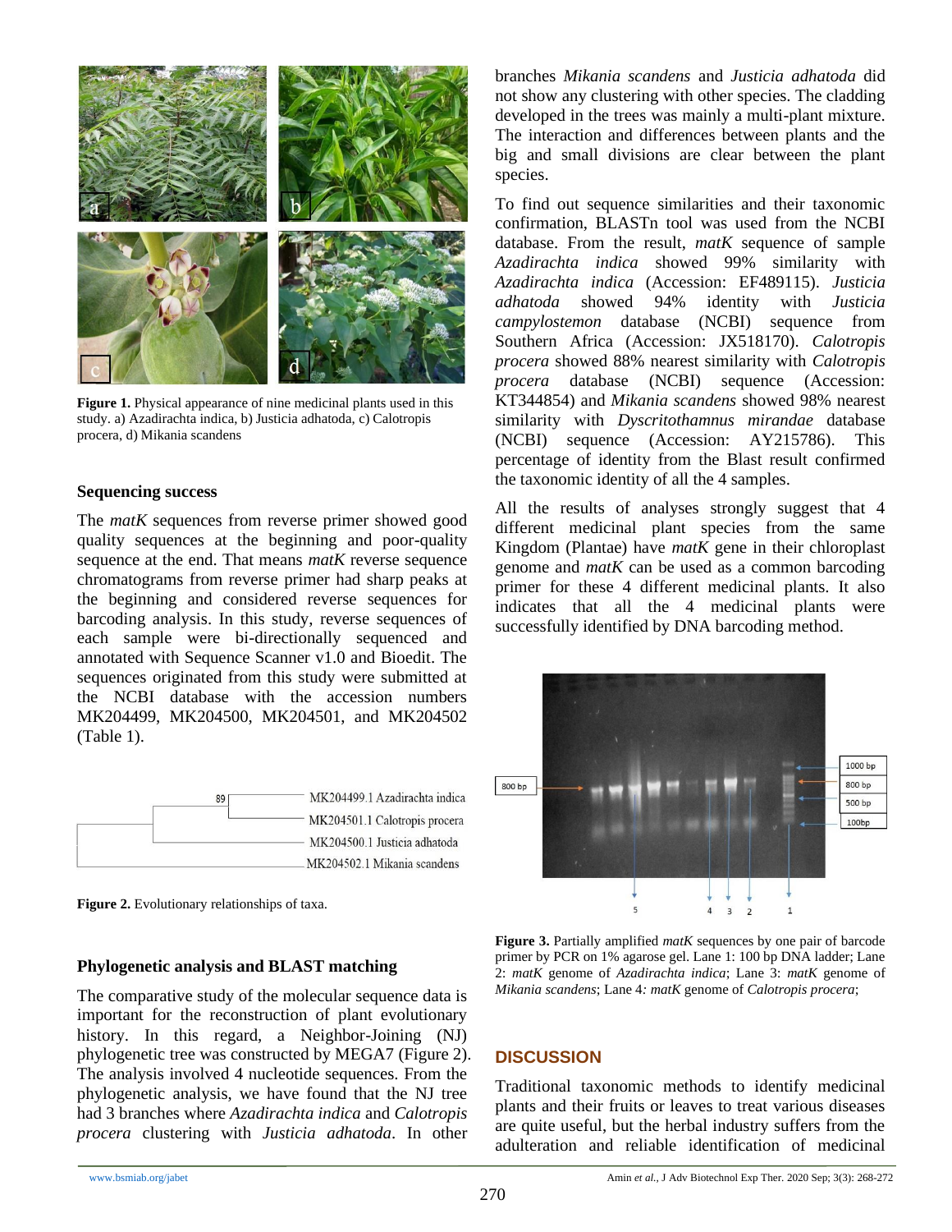Figure 1. Physical appearance of nine medicinal plants used in this study. a) Azadirachta indica, b) Justicia adhatoda, c) Calotropis procera, d) Mikania scandens

### Sequencing success

The *matK* sequences from reverse primer showed good quality sequences at the beginning and poor-quality sequence at the end. That means *matK* reverse sequence chromatograms from reverse primer had sharp peaks at the beginning and considered reverse sequences for barcoding analysis. In this study, reverse sequences of each sample were bi-directionally sequenced and annotated with Sequence Scanner v1.0 and Bioedit. The sequences originated from this study were submitted at the NCBI database with the accession numbers MK204499, MK204500, MK204501, and MK204502 (Table 1).

**Figure 2.** Evolutionary relationships of taxa.

### Phylogenetic analysis and BLAST matching

The comparative study of the molecular sequence data is important for the reconstruction of plant evolutionary history. In this regard, a Neighbor-Joining (NJ) phylogenetic tree was constructed by MEGA7 (Figure 2). The analysis involved 4 nucleotide sequences. From the phylogenetic analysis, we have found that the NJ tree had 3 branches where *Azadirachta indica* and *Calotropis procera* clustering with *Justicia adhatoda*. In other branches *Mikania scandens* and *Justicia adhatoda* did not show any clustering with other species. The cladding developed in the trees was mainly a multi-plant mixture. The interaction and differences between plants and the big and small divisions are clear between the plant species.

To find out sequence similarities and their taxonomic confirmation, BLASTn tool was used from the NCBI database. From the result, *matK* sequence of sample *Azadirachta indica* showed 99% similarity with *Azadirachta indica* (Accession: EF489115). *Justicia adhatoda* showed 94% identity with *Justicia campylostemon* database (NCBI) sequence from Southern Africa (Accession: JX518170). *Calotropis procera* showed 88% nearest similarity with *Calotropis procera* database (NCBI) sequence (Accession: KT344854) and *Mikania scandens* showed 98% nearest similarity with *Dyscritothamnus mirandae* database (NCBI) sequence (Accession: AY215786). This percentage of identity from the Blast result confirmed the taxonomic identity of all the 4 samples.

All the results of analyses strongly suggest that 4 different medicinal plant species from the same Kingdom (Plantae) have *matK* gene in their chloroplast genome and *matK* can be used as a common barcoding primer for these 4 different medicinal plants. It also indicates that all the 4 medicinal plants were successfully identified by DNA barcoding method.

**Figure 3.** Partially amplified *matK* sequences by one pair of barcode primer by PCR on 1% agarose gel. Lane 1: 100 bp DNA ladder; Lane 2: *matK* genome of *Azadirachta indica*; Lane 3: *matK* genome of *Mikania scandens*; Lane 4: *matK* genome of *Calotropis procera*;

## DISCUSSION

Traditional taxonomic methods to identify medicinal plants and their fruits or leaves to treat various diseases are quite useful, but the herbal industry suffers from the adulteration and reliable identification of medicinal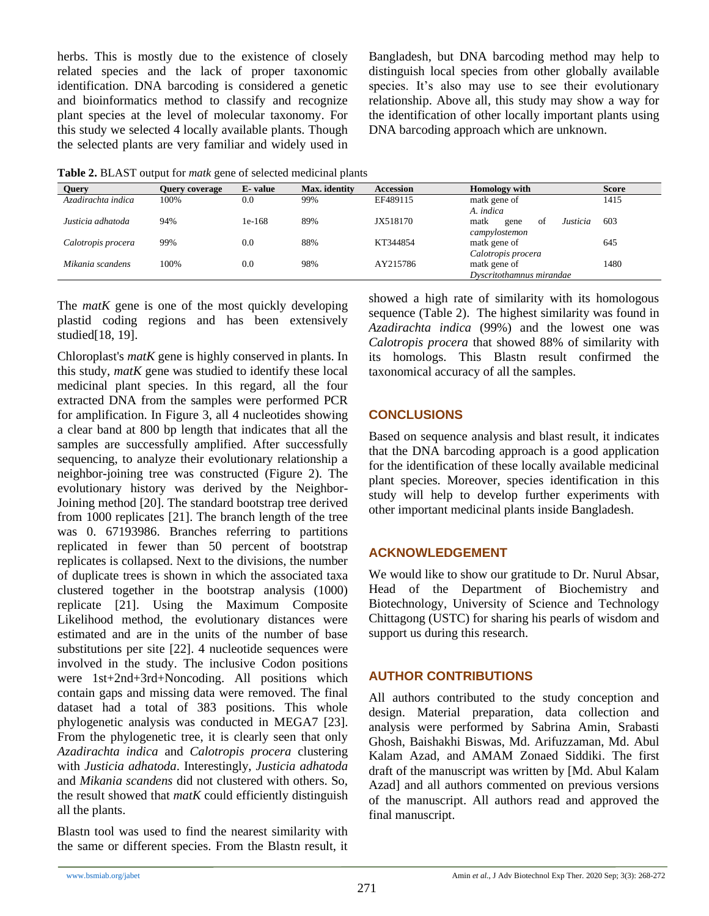herbs. This is mostly due to the existence of closely related species and the lack of proper taxonomic identification. DNA barcoding is considered a genetic and bioinformatics method to classify and recognize plant species at the level of molecular taxonomy. For this study we selected 4 locally available plants. Though the selected plants are very familiar and widely used in Bangladesh, but DNA barcoding method may help to distinguish local species from other globally available species. It's also may use to see their evolutionary relationship. Above all, this study may show a way for the identification of other locally important plants using DNA barcoding approach which are unknown.

**Table 2.** BLAST output for *matk* gene of selected medicinal plants

| Query | Query coverage | E- value | Max. identity | Accession | Homology with | Score |
|---|---|---|---|---|---|---|
| *Azadirachta indica* | 100% | 0.0 | 99% | EF489115 | matk gene of *A. indica* | 1415 |
| *Justicia adhatoda* | 94% | 1e-168 | 89% | JX518170 | matk gene of *Justicia campylostemon* | 603 |
| *Calotropis procera* | 99% | 0.0 | 88% | KT344854 | matk gene of *Calotropis procera* | 645 |
| *Mikania scandens* | 100% | 0.0 | 98% | AY215786 | matk gene of *Dyscritothamnus mirandae* | 1480 |

The *matK* gene is one of the most quickly developing plastid coding regions and has been extensively studied[18, 19].

Chloroplast's *matK* gene is highly conserved in plants. In this study, *matK* gene was studied to identify these local medicinal plant species. In this regard, all the four extracted DNA from the samples were performed PCR for amplification. In Figure 3, all 4 nucleotides showing a clear band at 800 bp length that indicates that all the samples are successfully amplified. After successfully sequencing, to analyze their evolutionary relationship a neighbor-joining tree was constructed (Figure 2). The evolutionary history was derived by the Neighbor-Joining method [20]. The standard bootstrap tree derived from 1000 replicates [21]. The branch length of the tree was 0. 67193986. Branches referring to partitions replicated in fewer than 50 percent of bootstrap replicates is collapsed. Next to the divisions, the number of duplicate trees is shown in which the associated taxa clustered together in the bootstrap analysis (1000) replicate [21]. Using the Maximum Composite Likelihood method, the evolutionary distances were estimated and are in the units of the number of base substitutions per site [22]. 4 nucleotide sequences were involved in the study. The inclusive Codon positions were 1st+2nd+3rd+Noncoding. All positions which contain gaps and missing data were removed. The final dataset had a total of 383 positions. This whole phylogenetic analysis was conducted in MEGA7 [23]. From the phylogenetic tree, it is clearly seen that only *Azadirachta indica* and *Calotropis procera* clustering with *Justicia adhatoda*. Interestingly, *Justicia adhatoda* and *Mikania scandens* did not clustered with others. So, the result showed that *matK* could efficiently distinguish all the plants.

Blastn tool was used to find the nearest similarity with the same or different species. From the Blastn result, it showed a high rate of similarity with its homologous sequence (Table 2). The highest similarity was found in *Azadirachta indica* (99%) and the lowest one was *Calotropis procera* that showed 88% of similarity with its homologs. This Blastn result confirmed the taxonomical accuracy of all the samples.

## CONCLUSIONS

Based on sequence analysis and blast result, it indicates that the DNA barcoding approach is a good application for the identification of these locally available medicinal plant species. Moreover, species identification in this study will help to develop further experiments with other important medicinal plants inside Bangladesh.

## ACKNOWLEDGEMENT

We would like to show our gratitude to Dr. Nurul Absar, Head of the Department of Biochemistry and Biotechnology, University of Science and Technology Chittagong (USTC) for sharing his pearls of wisdom and support us during this research.

## AUTHOR CONTRIBUTIONS

All authors contributed to the study conception and design. Material preparation, data collection and analysis were performed by Sabrina Amin, Srabasti Ghosh, Baishakhi Biswas, Md. Arifuzzaman, Md. Abul Kalam Azad, and AMAM Zonaed Siddiki. The first draft of the manuscript was written by [Md. Abul Kalam Azad] and all authors commented on previous versions of the manuscript. All authors read and approved the final manuscript.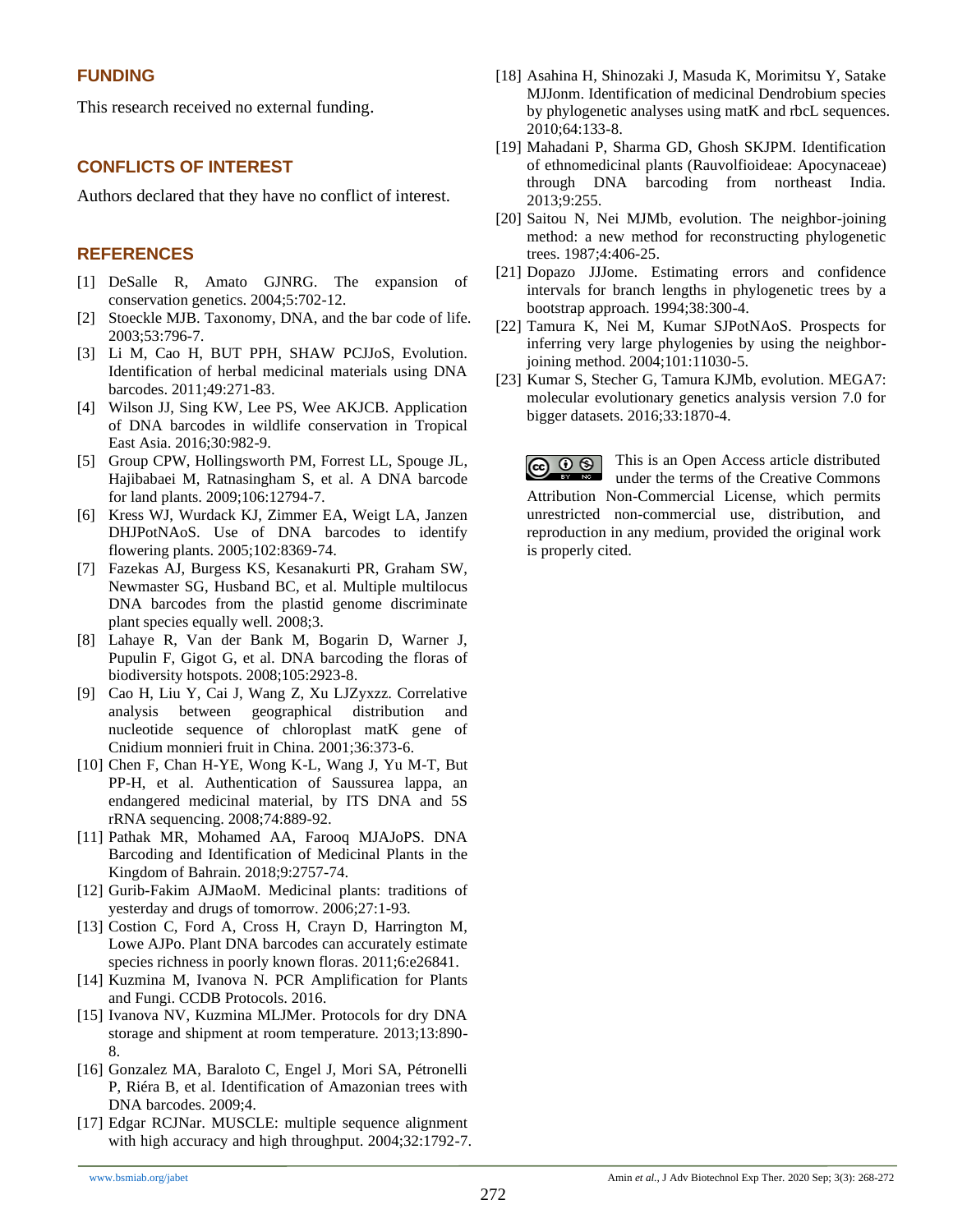## FUNDING

This research received no external funding.

## CONFLICTS OF INTEREST

Authors declared that they have no conflict of interest.

## REFERENCES

[1] DeSalle R, Amato GJNRG. The expansion of conservation genetics. 2004;5:702-12.

[2] Stoeckle MJB. Taxonomy, DNA, and the bar code of life. 2003;53:796-7.

[3] Li M, Cao H, BUT PPH, SHAW PCJJoS, Evolution. Identification of herbal medicinal materials using DNA barcodes. 2011;49:271-83.

[4] Wilson JJ, Sing KW, Lee PS, Wee AKJCB. Application of DNA barcodes in wildlife conservation in Tropical East Asia. 2016;30:982-9.

[5] Group CPW, Hollingsworth PM, Forrest LL, Spouge JL, Hajibabaei M, Ratnasingham S, et al. A DNA barcode for land plants. 2009;106:12794-7.

[6] Kress WJ, Wurdack KJ, Zimmer EA, Weigt LA, Janzen DHJPotNAoS. Use of DNA barcodes to identify flowering plants. 2005;102:8369-74.

[7] Fazekas AJ, Burgess KS, Kesanakurti PR, Graham SW, Newmaster SG, Husband BC, et al. Multiple multilocus DNA barcodes from the plastid genome discriminate plant species equally well. 2008;3.

[8] Lahaye R, Van der Bank M, Bogarin D, Warner J, Pupulin F, Gigot G, et al. DNA barcoding the floras of biodiversity hotspots. 2008;105:2923-8.

[9] Cao H, Liu Y, Cai J, Wang Z, Xu LJZyxzz. Correlative analysis between geographical distribution and nucleotide sequence of chloroplast matK gene of Cnidium monnieri fruit in China. 2001;36:373-6.

[10] Chen F, Chan H-YE, Wong K-L, Wang J, Yu M-T, But PP-H, et al. Authentication of Saussurea lappa, an endangered medicinal material, by ITS DNA and 5S rRNA sequencing. 2008;74:889-92.

[11] Pathak MR, Mohamed AA, Farooq MJAJoPS. DNA Barcoding and Identification of Medicinal Plants in the Kingdom of Bahrain. 2018;9:2757-74.

[12] Gurib-Fakim AJMaoM. Medicinal plants: traditions of yesterday and drugs of tomorrow. 2006;27:1-93.

[13] Costion C, Ford A, Cross H, Crayn D, Harrington M, Lowe AJPo. Plant DNA barcodes can accurately estimate species richness in poorly known floras. 2011;6:e26841.

[14] Kuzmina M, Ivanova N. PCR Amplification for Plants and Fungi. CCDB Protocols. 2016.

[15] Ivanova NV, Kuzmina MLJMer. Protocols for dry DNA storage and shipment at room temperature. 2013;13:890-8.

[16] Gonzalez MA, Baraloto C, Engel J, Mori SA, Pétronelli P, Riéra B, et al. Identification of Amazonian trees with DNA barcodes. 2009;4.

[17] Edgar RCJNar. MUSCLE: multiple sequence alignment with high accuracy and high throughput. 2004;32:1792-7.

[18] Asahina H, Shinozaki J, Masuda K, Morimitsu Y, Satake MJJonm. Identification of medicinal Dendrobium species by phylogenetic analyses using matK and rbcL sequences. 2010;64:133-8.

[19] Mahadani P, Sharma GD, Ghosh SKJPM. Identification of ethnomedicinal plants (Rauvolfioideae: Apocynaceae) through DNA barcoding from northeast India. 2013;9:255.

[20] Saitou N, Nei MJMb, evolution. The neighbor-joining method: a new method for reconstructing phylogenetic trees. 1987;4:406-25.

[21] Dopazo JJJome. Estimating errors and confidence intervals for branch lengths in phylogenetic trees by a bootstrap approach. 1994;38:300-4.

[22] Tamura K, Nei M, Kumar SJPotNAoS. Prospects for inferring very large phylogenies by using the neighbor-joining method. 2004;101:11030-5.

[23] Kumar S, Stecher G, Tamura KJMb, evolution. MEGA7: molecular evolutionary genetics analysis version 7.0 for bigger datasets. 2016;33:1870-4.

This is an Open Access article distributed under the terms of the Creative Commons Attribution Non-Commercial License, which permits unrestricted non-commercial use, distribution, and reproduction in any medium, provided the original work is properly cited.